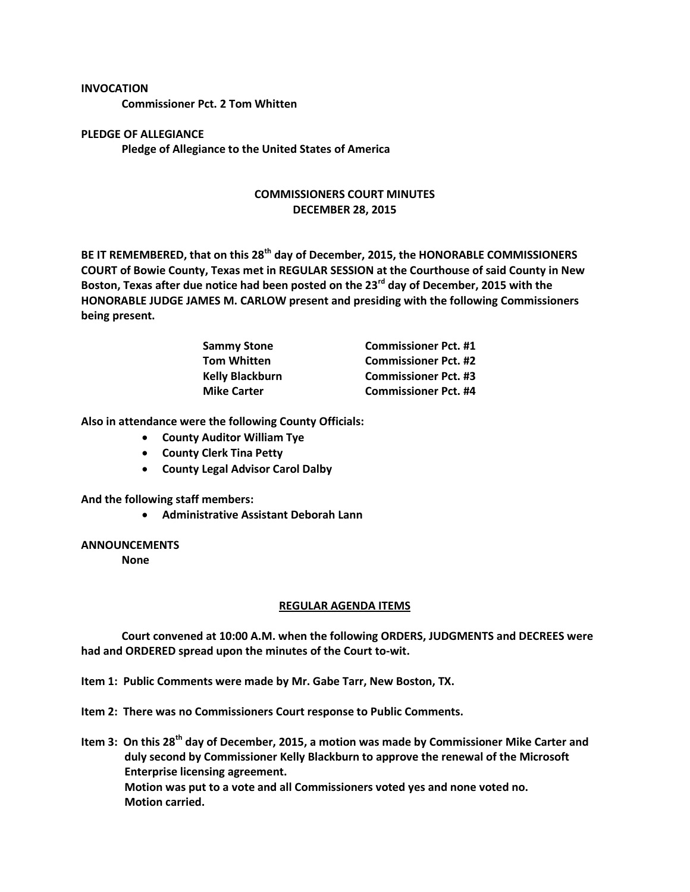**INVOCATION**

**Commissioner Pct. 2 Tom Whitten**

**PLEDGE OF ALLEGIANCE**

**Pledge of Allegiance to the United States of America**

## COMMISSIONERS COURT MINUTES
## DECEMBER 28, 2015

**BE IT REMEMBERED, that on this 28th day of December, 2015, the HONORABLE COMMISSIONERS COURT of Bowie County, Texas met in REGULAR SESSION at the Courthouse of said County in New Boston, Texas after due notice had been posted on the 23rd day of December, 2015 with the HONORABLE JUDGE JAMES M. CARLOW present and presiding with the following Commissioners being present.**

| | |
|---|---|
| **Sammy Stone** | **Commissioner Pct. #1** |
| **Tom Whitten** | **Commissioner Pct. #2** |
| **Kelly Blackburn** | **Commissioner Pct. #3** |
| **Mike Carter** | **Commissioner Pct. #4** |

**Also in attendance were the following County Officials:**

- **County Auditor William Tye**
- **County Clerk Tina Petty**
- **County Legal Advisor Carol Dalby**

**And the following staff members:**

- **Administrative Assistant Deborah Lann**

**ANNOUNCEMENTS**

**None**

**REGULAR AGENDA ITEMS**

**Court convened at 10:00 A.M. when the following ORDERS, JUDGMENTS and DECREES were had and ORDERED spread upon the minutes of the Court to-wit.**

**Item 1: Public Comments were made by Mr. Gabe Tarr, New Boston, TX.**

**Item 2: There was no Commissioners Court response to Public Comments.**

**Item 3: On this 28th day of December, 2015, a motion was made by Commissioner Mike Carter and duly second by Commissioner Kelly Blackburn to approve the renewal of the Microsoft Enterprise licensing agreement.
Motion was put to a vote and all Commissioners voted yes and none voted no.
Motion carried.**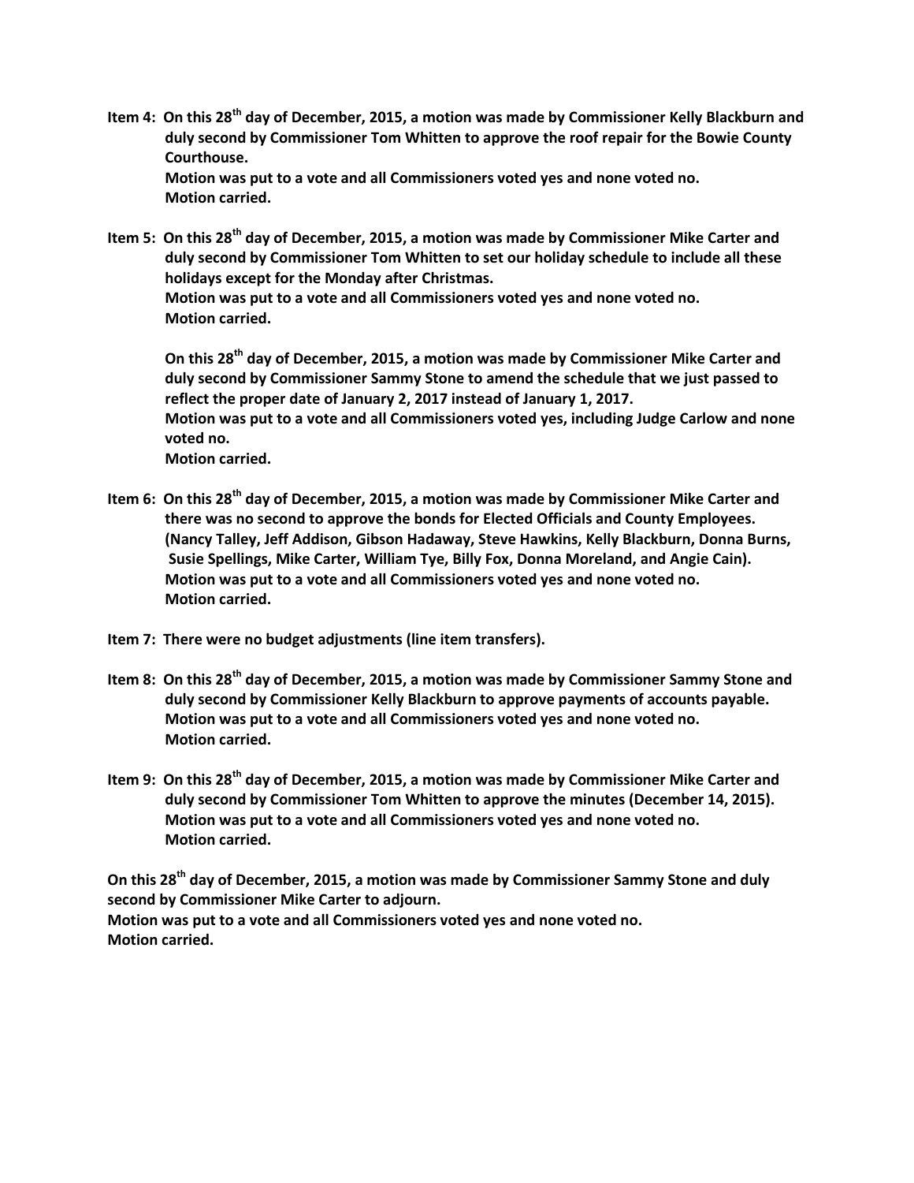**Item 4: On this 28th day of December, 2015, a motion was made by Commissioner Kelly Blackburn and duly second by Commissioner Tom Whitten to approve the roof repair for the Bowie County Courthouse.**
**Motion was put to a vote and all Commissioners voted yes and none voted no.**
**Motion carried.**

**Item 5: On this 28th day of December, 2015, a motion was made by Commissioner Mike Carter and duly second by Commissioner Tom Whitten to set our holiday schedule to include all these holidays except for the Monday after Christmas.**
**Motion was put to a vote and all Commissioners voted yes and none voted no.**
**Motion carried.**

**On this 28th day of December, 2015, a motion was made by Commissioner Mike Carter and duly second by Commissioner Sammy Stone to amend the schedule that we just passed to reflect the proper date of January 2, 2017 instead of January 1, 2017.**
**Motion was put to a vote and all Commissioners voted yes, including Judge Carlow and none voted no.**
**Motion carried.**

**Item 6: On this 28th day of December, 2015, a motion was made by Commissioner Mike Carter and there was no second to approve the bonds for Elected Officials and County Employees. (Nancy Talley, Jeff Addison, Gibson Hadaway, Steve Hawkins, Kelly Blackburn, Donna Burns, Susie Spellings, Mike Carter, William Tye, Billy Fox, Donna Moreland, and Angie Cain).**
**Motion was put to a vote and all Commissioners voted yes and none voted no.**
**Motion carried.**

**Item 7: There were no budget adjustments (line item transfers).**

**Item 8: On this 28th day of December, 2015, a motion was made by Commissioner Sammy Stone and duly second by Commissioner Kelly Blackburn to approve payments of accounts payable.**
**Motion was put to a vote and all Commissioners voted yes and none voted no.**
**Motion carried.**

**Item 9: On this 28th day of December, 2015, a motion was made by Commissioner Mike Carter and duly second by Commissioner Tom Whitten to approve the minutes (December 14, 2015).**
**Motion was put to a vote and all Commissioners voted yes and none voted no.**
**Motion carried.**

**On this 28th day of December, 2015, a motion was made by Commissioner Sammy Stone and duly second by Commissioner Mike Carter to adjourn.**
**Motion was put to a vote and all Commissioners voted yes and none voted no.**
**Motion carried.**